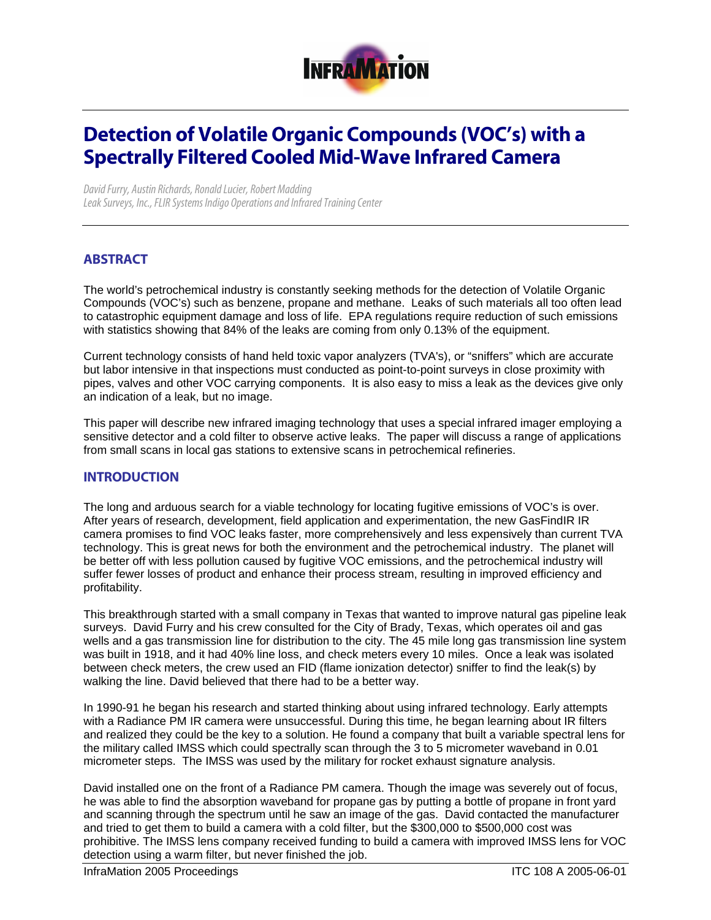# Detection of Volatile Organic Compounds (VOC's) with a Spectrally Filtered Cooled Mid-Wave Infrared Camera

*David Furry, Austin Richards, Ronald Lucier, Robert Madding*
*Leak Surveys, Inc., FLIR Systems Indigo Operations and Infrared Training Center*

## ABSTRACT

The world's petrochemical industry is constantly seeking methods for the detection of Volatile Organic Compounds (VOC's) such as benzene, propane and methane. Leaks of such materials all too often lead to catastrophic equipment damage and loss of life. EPA regulations require reduction of such emissions with statistics showing that 84% of the leaks are coming from only 0.13% of the equipment.

Current technology consists of hand held toxic vapor analyzers (TVA's), or "sniffers" which are accurate but labor intensive in that inspections must conducted as point-to-point surveys in close proximity with pipes, valves and other VOC carrying components. It is also easy to miss a leak as the devices give only an indication of a leak, but no image.

This paper will describe new infrared imaging technology that uses a special infrared imager employing a sensitive detector and a cold filter to observe active leaks. The paper will discuss a range of applications from small scans in local gas stations to extensive scans in petrochemical refineries.

## INTRODUCTION

The long and arduous search for a viable technology for locating fugitive emissions of VOC's is over. After years of research, development, field application and experimentation, the new GasFindIR IR camera promises to find VOC leaks faster, more comprehensively and less expensively than current TVA technology. This is great news for both the environment and the petrochemical industry. The planet will be better off with less pollution caused by fugitive VOC emissions, and the petrochemical industry will suffer fewer losses of product and enhance their process stream, resulting in improved efficiency and profitability.

This breakthrough started with a small company in Texas that wanted to improve natural gas pipeline leak surveys. David Furry and his crew consulted for the City of Brady, Texas, which operates oil and gas wells and a gas transmission line for distribution to the city. The 45 mile long gas transmission line system was built in 1918, and it had 40% line loss, and check meters every 10 miles. Once a leak was isolated between check meters, the crew used an FID (flame ionization detector) sniffer to find the leak(s) by walking the line. David believed that there had to be a better way.

In 1990-91 he began his research and started thinking about using infrared technology. Early attempts with a Radiance PM IR camera were unsuccessful. During this time, he began learning about IR filters and realized they could be the key to a solution. He found a company that built a variable spectral lens for the military called IMSS which could spectrally scan through the 3 to 5 micrometer waveband in 0.01 micrometer steps. The IMSS was used by the military for rocket exhaust signature analysis.

David installed one on the front of a Radiance PM camera. Though the image was severely out of focus, he was able to find the absorption waveband for propane gas by putting a bottle of propane in front yard and scanning through the spectrum until he saw an image of the gas. David contacted the manufacturer and tried to get them to build a camera with a cold filter, but the $300,000 to $500,000 cost was prohibitive. The IMSS lens company received funding to build a camera with improved IMSS lens for VOC detection using a warm filter, but never finished the job.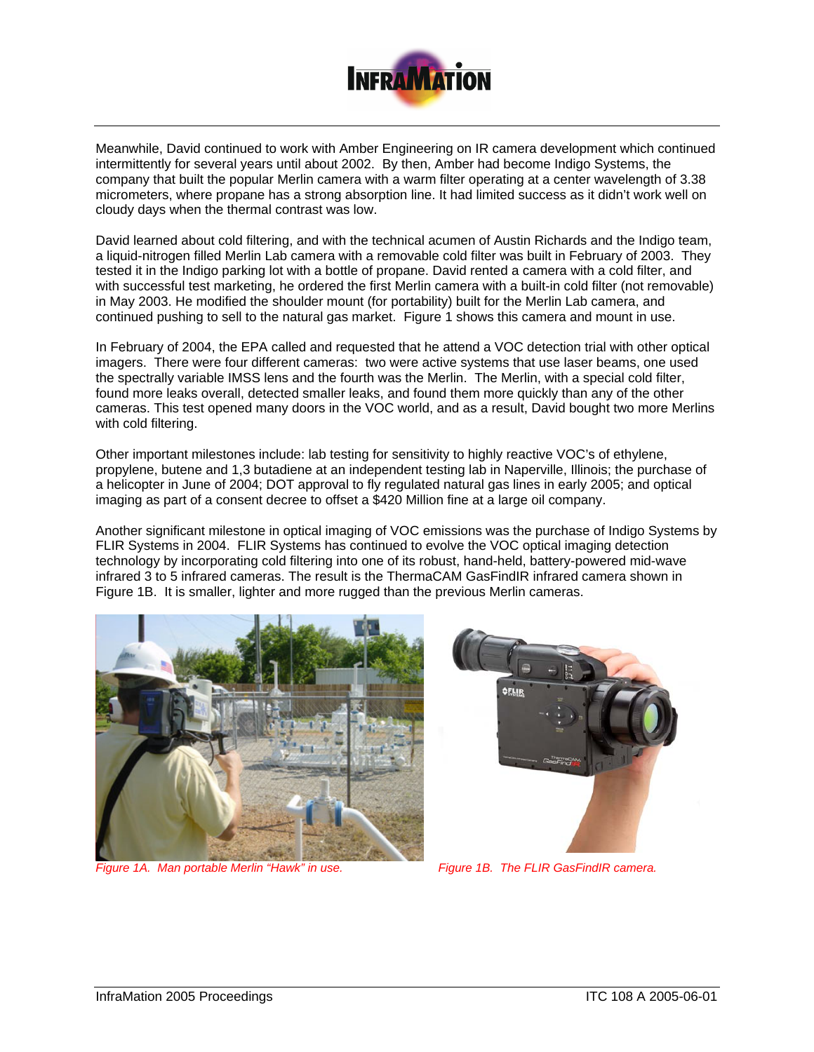Meanwhile, David continued to work with Amber Engineering on IR camera development which continued intermittently for several years until about 2002. By then, Amber had become Indigo Systems, the company that built the popular Merlin camera with a warm filter operating at a center wavelength of 3.38 micrometers, where propane has a strong absorption line. It had limited success as it didn't work well on cloudy days when the thermal contrast was low.

David learned about cold filtering, and with the technical acumen of Austin Richards and the Indigo team, a liquid-nitrogen filled Merlin Lab camera with a removable cold filter was built in February of 2003. They tested it in the Indigo parking lot with a bottle of propane. David rented a camera with a cold filter, and with successful test marketing, he ordered the first Merlin camera with a built-in cold filter (not removable) in May 2003. He modified the shoulder mount (for portability) built for the Merlin Lab camera, and continued pushing to sell to the natural gas market. Figure 1 shows this camera and mount in use.

In February of 2004, the EPA called and requested that he attend a VOC detection trial with other optical imagers. There were four different cameras: two were active systems that use laser beams, one used the spectrally variable IMSS lens and the fourth was the Merlin. The Merlin, with a special cold filter, found more leaks overall, detected smaller leaks, and found them more quickly than any of the other cameras. This test opened many doors in the VOC world, and as a result, David bought two more Merlins with cold filtering.

Other important milestones include: lab testing for sensitivity to highly reactive VOC's of ethylene, propylene, butene and 1,3 butadiene at an independent testing lab in Naperville, Illinois; the purchase of a helicopter in June of 2004; DOT approval to fly regulated natural gas lines in early 2005; and optical imaging as part of a consent decree to offset a $420 Million fine at a large oil company.

Another significant milestone in optical imaging of VOC emissions was the purchase of Indigo Systems by FLIR Systems in 2004. FLIR Systems has continued to evolve the VOC optical imaging detection technology by incorporating cold filtering into one of its robust, hand-held, battery-powered mid-wave infrared 3 to 5 infrared cameras. The result is the ThermaCAM GasFindIR infrared camera shown in Figure 1B. It is smaller, lighter and more rugged than the previous Merlin cameras.

*Figure 1A. Man portable Merlin "Hawk" in use.*

*Figure 1B. The FLIR GasFindIR camera.*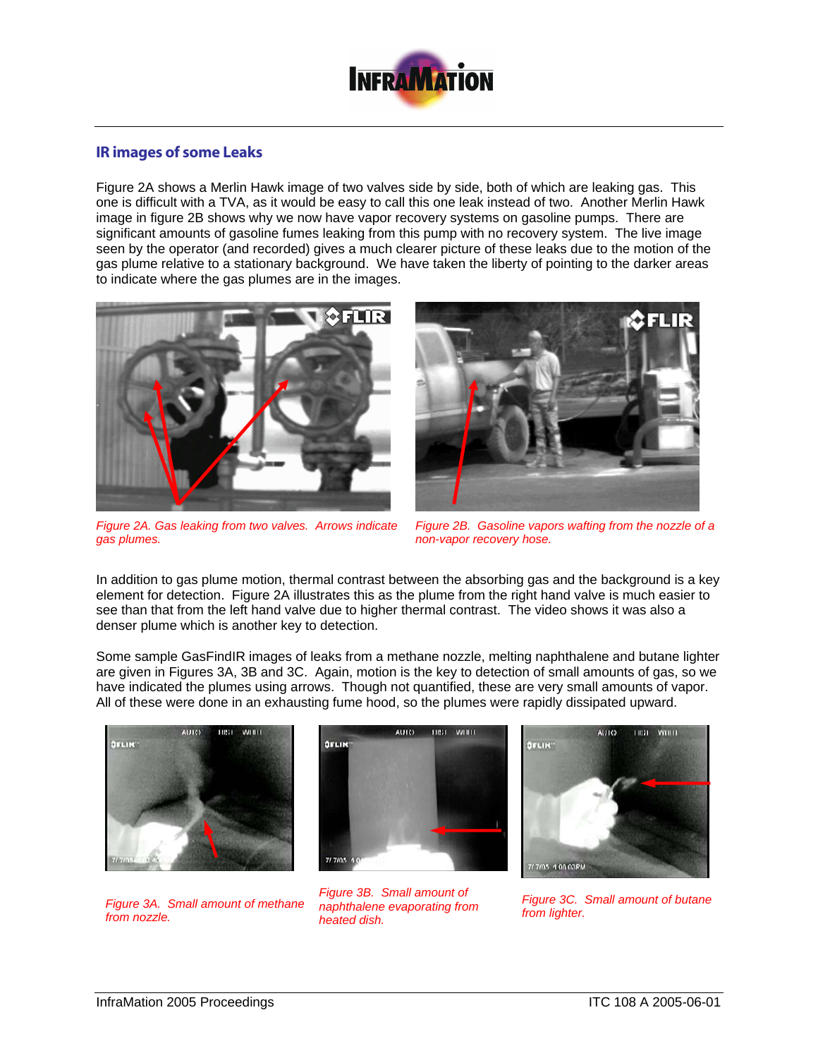## IR images of some Leaks

Figure 2A shows a Merlin Hawk image of two valves side by side, both of which are leaking gas. This one is difficult with a TVA, as it would be easy to call this one leak instead of two. Another Merlin Hawk image in figure 2B shows why we now have vapor recovery systems on gasoline pumps. There are significant amounts of gasoline fumes leaking from this pump with no recovery system. The live image seen by the operator (and recorded) gives a much clearer picture of these leaks due to the motion of the gas plume relative to a stationary background. We have taken the liberty of pointing to the darker areas to indicate where the gas plumes are in the images.

*Figure 2A. Gas leaking from two valves. Arrows indicate gas plumes.*

*Figure 2B. Gasoline vapors wafting from the nozzle of a non-vapor recovery hose.*

In addition to gas plume motion, thermal contrast between the absorbing gas and the background is a key element for detection. Figure 2A illustrates this as the plume from the right hand valve is much easier to see than that from the left hand valve due to higher thermal contrast. The video shows it was also a denser plume which is another key to detection.

Some sample GasFindIR images of leaks from a methane nozzle, melting naphthalene and butane lighter are given in Figures 3A, 3B and 3C. Again, motion is the key to detection of small amounts of gas, so we have indicated the plumes using arrows. Though not quantified, these are very small amounts of vapor. All of these were done in an exhausting fume hood, so the plumes were rapidly dissipated upward.

*Figure 3A. Small amount of methane from nozzle.*

*Figure 3B. Small amount of naphthalene evaporating from heated dish.*

*Figure 3C. Small amount of butane from lighter.*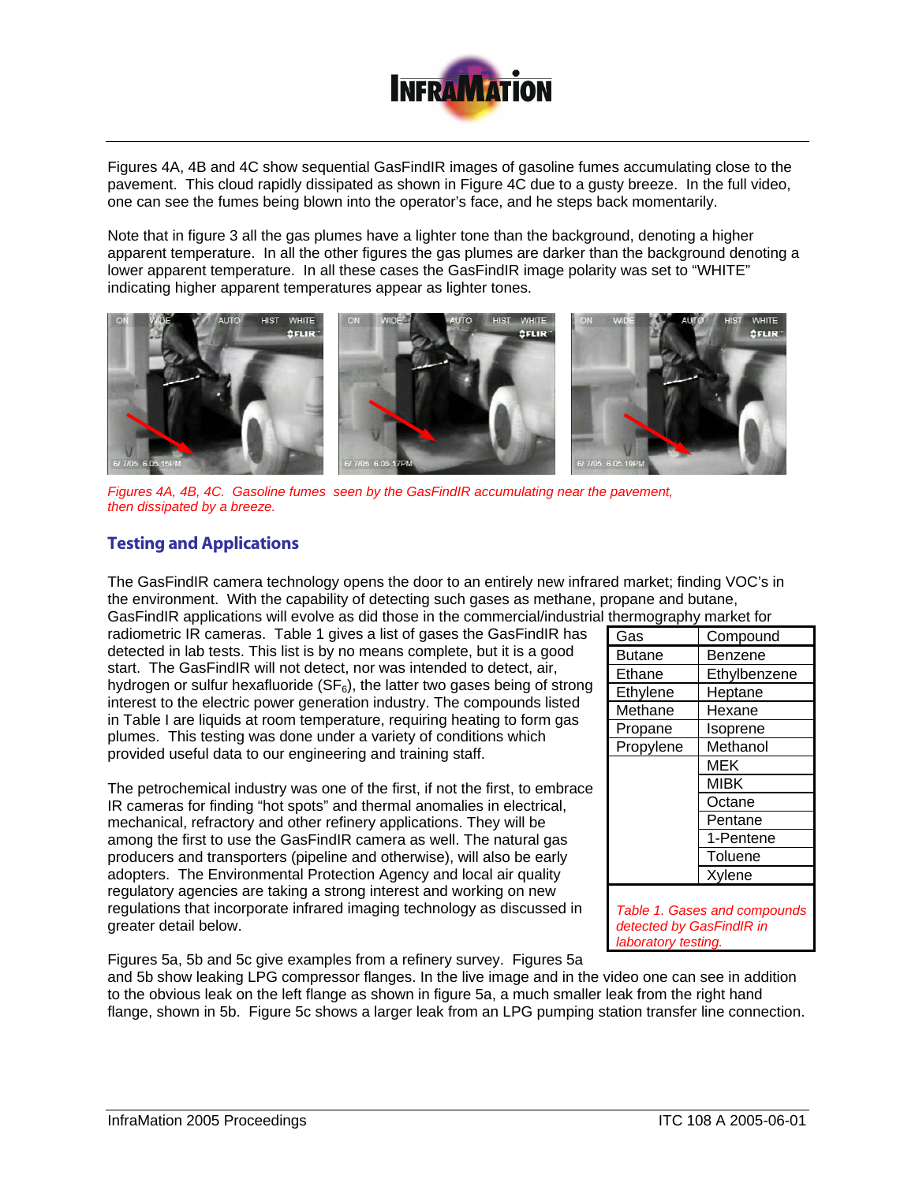Figures 4A, 4B and 4C show sequential GasFindIR images of gasoline fumes accumulating close to the pavement. This cloud rapidly dissipated as shown in Figure 4C due to a gusty breeze. In the full video, one can see the fumes being blown into the operator's face, and he steps back momentarily.

Note that in figure 3 all the gas plumes have a lighter tone than the background, denoting a higher apparent temperature. In all the other figures the gas plumes are darker than the background denoting a lower apparent temperature. In all these cases the GasFindIR image polarity was set to "WHITE" indicating higher apparent temperatures appear as lighter tones.

*Figures 4A, 4B, 4C. Gasoline fumes seen by the GasFindIR accumulating near the pavement, then dissipated by a breeze.*

## Testing and Applications

The GasFindIR camera technology opens the door to an entirely new infrared market; finding VOC's in the environment. With the capability of detecting such gases as methane, propane and butane, GasFindIR applications will evolve as did those in the commercial/industrial thermography market for radiometric IR cameras. Table 1 gives a list of gases the GasFindIR has detected in lab tests. This list is by no means complete, but it is a good start. The GasFindIR will not detect, nor was intended to detect, air, hydrogen or sulfur hexafluoride ($SF_6$), the latter two gases being of strong interest to the electric power generation industry. The compounds listed in Table I are liquids at room temperature, requiring heating to form gas plumes. This testing was done under a variety of conditions which provided useful data to our engineering and training staff.

| Gas | Compound |
|---|---|
| Butane | Benzene |
| Ethane | Ethylbenzene |
| Ethylene | Heptane |
| Methane | Hexane |
| Propane | Isoprene |
| Propylene | Methanol |
| | MEK |
| | MIBK |
| | Octane |
| | Pentane |
| | 1-Pentene |
| | Toluene |
| | Xylene |

*Table 1. Gases and compounds detected by GasFindIR in laboratory testing.*

The petrochemical industry was one of the first, if not the first, to embrace IR cameras for finding "hot spots" and thermal anomalies in electrical, mechanical, refractory and other refinery applications. They will be among the first to use the GasFindIR camera as well. The natural gas producers and transporters (pipeline and otherwise), will also be early adopters. The Environmental Protection Agency and local air quality regulatory agencies are taking a strong interest and working on new regulations that incorporate infrared imaging technology as discussed in greater detail below.

Figures 5a, 5b and 5c give examples from a refinery survey. Figures 5a and 5b show leaking LPG compressor flanges. In the live image and in the video one can see in addition to the obvious leak on the left flange as shown in figure 5a, a much smaller leak from the right hand flange, shown in 5b. Figure 5c shows a larger leak from an LPG pumping station transfer line connection.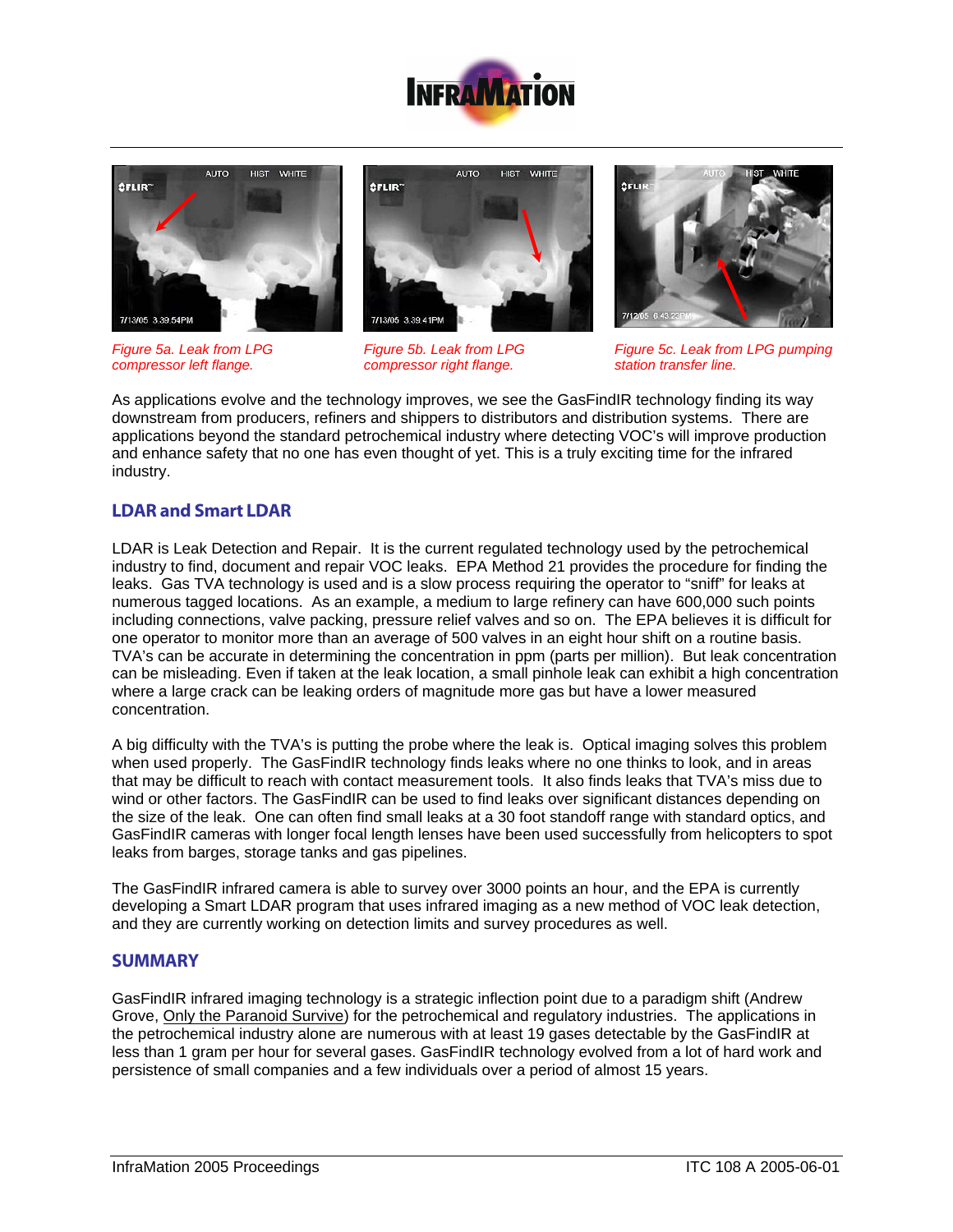Figure 5a. Leak from LPG compressor left flange.

Figure 5b. Leak from LPG compressor right flange.

Figure 5c. Leak from LPG pumping station transfer line.

As applications evolve and the technology improves, we see the GasFindIR technology finding its way downstream from producers, refiners and shippers to distributors and distribution systems. There are applications beyond the standard petrochemical industry where detecting VOC's will improve production and enhance safety that no one has even thought of yet. This is a truly exciting time for the infrared industry.

## LDAR and Smart LDAR

LDAR is Leak Detection and Repair. It is the current regulated technology used by the petrochemical industry to find, document and repair VOC leaks. EPA Method 21 provides the procedure for finding the leaks. Gas TVA technology is used and is a slow process requiring the operator to "sniff" for leaks at numerous tagged locations. As an example, a medium to large refinery can have 600,000 such points including connections, valve packing, pressure relief valves and so on. The EPA believes it is difficult for one operator to monitor more than an average of 500 valves in an eight hour shift on a routine basis. TVA's can be accurate in determining the concentration in ppm (parts per million). But leak concentration can be misleading. Even if taken at the leak location, a small pinhole leak can exhibit a high concentration where a large crack can be leaking orders of magnitude more gas but have a lower measured concentration.

A big difficulty with the TVA's is putting the probe where the leak is. Optical imaging solves this problem when used properly. The GasFindIR technology finds leaks where no one thinks to look, and in areas that may be difficult to reach with contact measurement tools. It also finds leaks that TVA's miss due to wind or other factors. The GasFindIR can be used to find leaks over significant distances depending on the size of the leak. One can often find small leaks at a 30 foot standoff range with standard optics, and GasFindIR cameras with longer focal length lenses have been used successfully from helicopters to spot leaks from barges, storage tanks and gas pipelines.

The GasFindIR infrared camera is able to survey over 3000 points an hour, and the EPA is currently developing a Smart LDAR program that uses infrared imaging as a new method of VOC leak detection, and they are currently working on detection limits and survey procedures as well.

## SUMMARY

GasFindIR infrared imaging technology is a strategic inflection point due to a paradigm shift (Andrew Grove, Only the Paranoid Survive) for the petrochemical and regulatory industries. The applications in the petrochemical industry alone are numerous with at least 19 gases detectable by the GasFindIR at less than 1 gram per hour for several gases. GasFindIR technology evolved from a lot of hard work and persistence of small companies and a few individuals over a period of almost 15 years.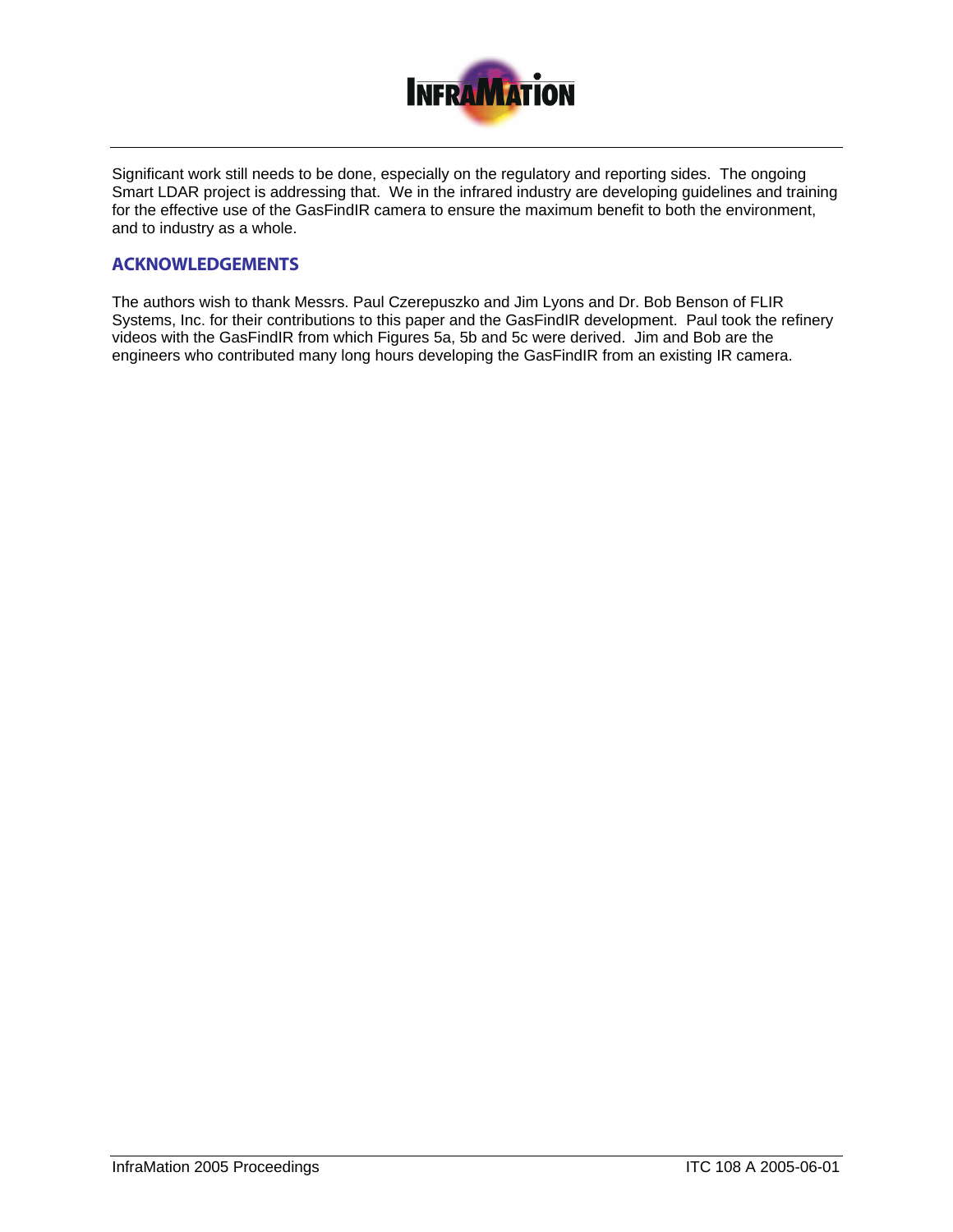Significant work still needs to be done, especially on the regulatory and reporting sides. The ongoing Smart LDAR project is addressing that. We in the infrared industry are developing guidelines and training for the effective use of the GasFindIR camera to ensure the maximum benefit to both the environment, and to industry as a whole.

## ACKNOWLEDGEMENTS

The authors wish to thank Messrs. Paul Czerepuszko and Jim Lyons and Dr. Bob Benson of FLIR Systems, Inc. for their contributions to this paper and the GasFindIR development. Paul took the refinery videos with the GasFindIR from which Figures 5a, 5b and 5c were derived. Jim and Bob are the engineers who contributed many long hours developing the GasFindIR from an existing IR camera.